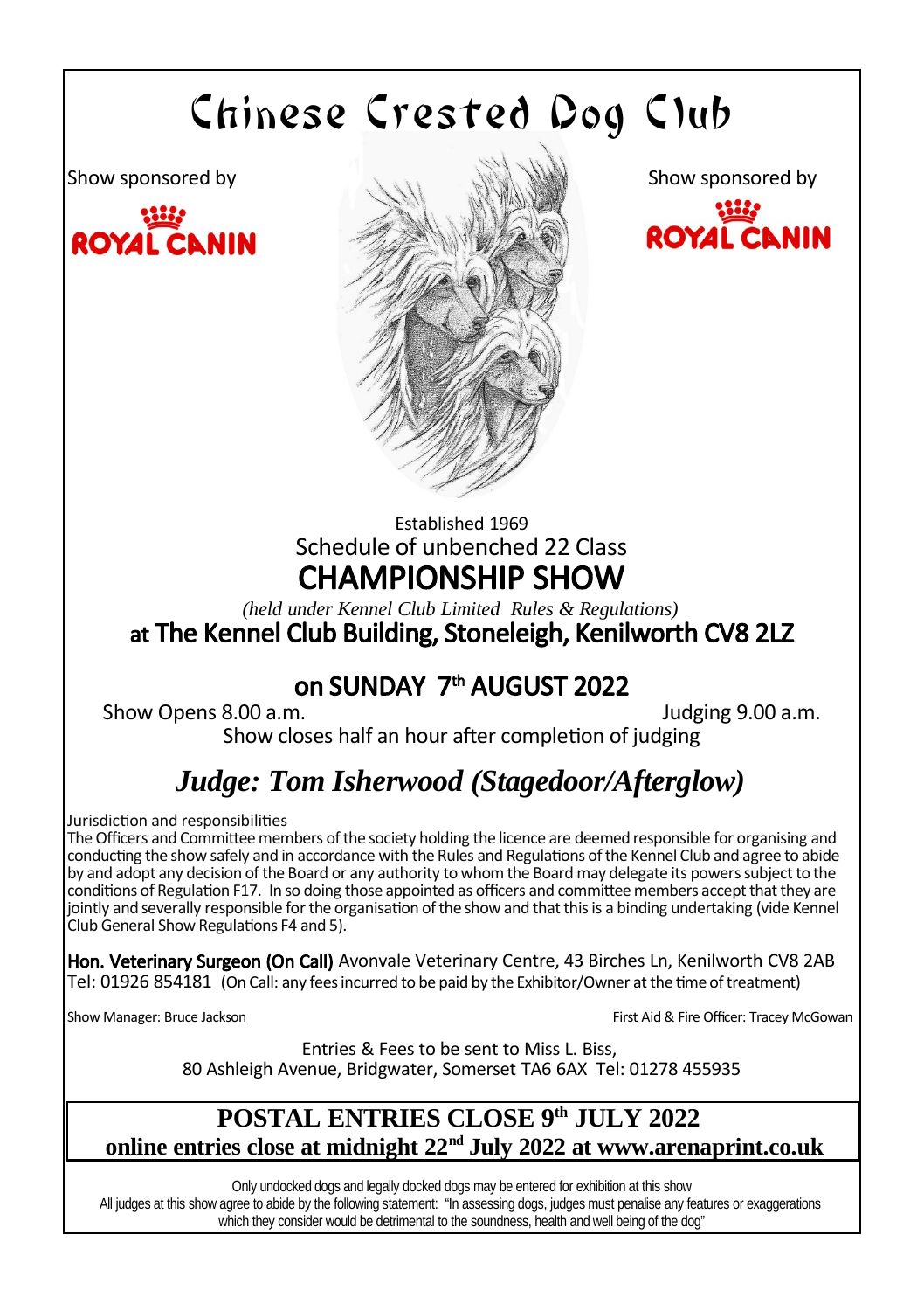# Chinese Crested Dog Club

Show sponsored by **ROYAL CANIN**

Show sponsored by **ROYAL CANIN**

Established 1969

Schedule of unbenched 22 Class

## CHAMPIONSHIP SHOW

*(held under Kennel Club Limited Rules & Regulations)*

### at The Kennel Club Building, Stoneleigh, Kenilworth CV8 2LZ

### on SUNDAY 7th AUGUST 2022

Show Opens 8.00 a.m. Judging 9.00 a.m.

Show closes half an hour after completion of judging

## *Judge: Tom Isherwood (Stagedoor/Afterglow)*

Jurisdiction and responsibilities

The Officers and Committee members of the society holding the licence are deemed responsible for organising and conducting the show safely and in accordance with the Rules and Regulations of the Kennel Club and agree to abide by and adopt any decision of the Board or any authority to whom the Board may delegate its powers subject to the conditions of Regulation F17. In so doing those appointed as officers and committee members accept that they are jointly and severally responsible for the organisation of the show and that this is a binding undertaking (vide Kennel Club General Show Regulations F4 and 5).

**Hon. Veterinary Surgeon (On Call)** Avonvale Veterinary Centre, 43 Birches Ln, Kenilworth CV8 2AB Tel: 01926 854181 (On Call: any fees incurred to be paid by the Exhibitor/Owner at the time of treatment)

Show Manager: Bruce Jackson

First Aid & Fire Officer: Tracey McGowan

Entries & Fees to be sent to Miss L. Biss,
80 Ashleigh Avenue, Bridgwater, Somerset TA6 6AX Tel: 01278 455935

**POSTAL ENTRIES CLOSE 9th JULY 2022**
**online entries close at midnight 22nd July 2022 at www.arenaprint.co.uk**

Only undocked dogs and legally docked dogs may be entered for exhibition at this show

All judges at this show agree to abide by the following statement: "In assessing dogs, judges must penalise any features or exaggerations which they consider would be detrimental to the soundness, health and well being of the dog"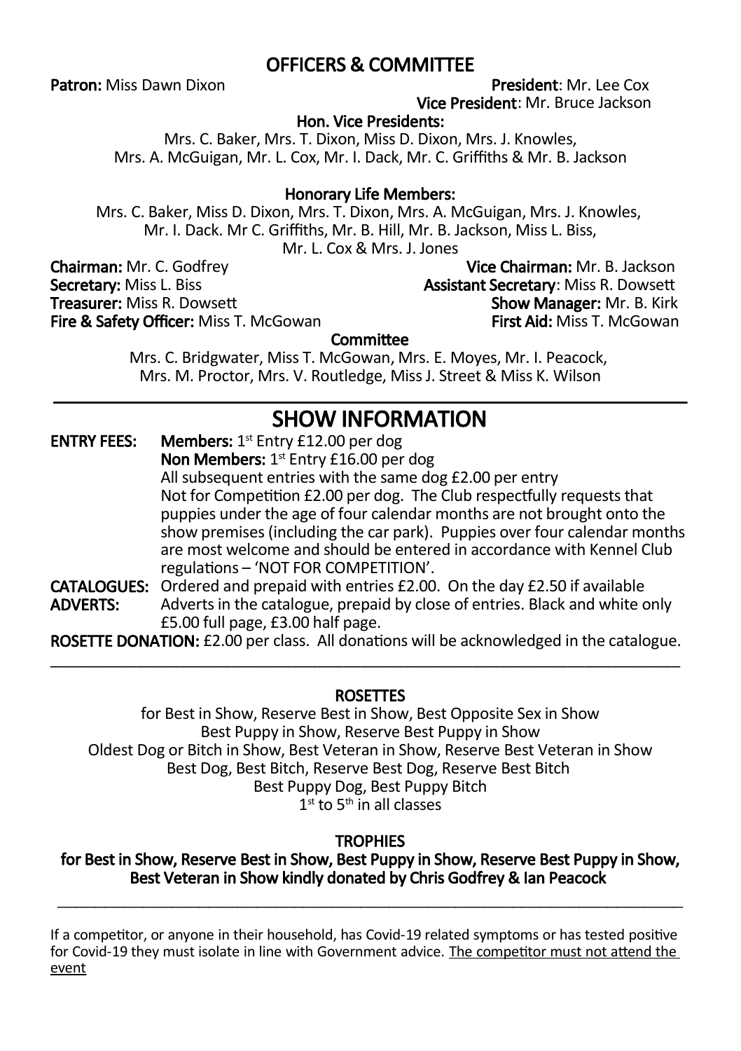## OFFICERS & COMMITTEE

**Patron:** Miss Dawn Dixon

**President**: Mr. Lee Cox

**Vice President**: Mr. Bruce Jackson

**Hon. Vice Presidents:**

Mrs. C. Baker, Mrs. T. Dixon, Miss D. Dixon, Mrs. J. Knowles, Mrs. A. McGuigan, Mr. L. Cox, Mr. I. Dack, Mr. C. Griffiths & Mr. B. Jackson

**Honorary Life Members:**

Mrs. C. Baker, Miss D. Dixon, Mrs. T. Dixon, Mrs. A. McGuigan, Mrs. J. Knowles, Mr. I. Dack. Mr C. Griffiths, Mr. B. Hill, Mr. B. Jackson, Miss L. Biss, Mr. L. Cox & Mrs. J. Jones

**Chairman:** Mr. C. Godfrey

**Vice Chairman:** Mr. B. Jackson

**Secretary:** Miss L. Biss

**Assistant Secretary**: Miss R. Dowsett

**Treasurer:** Miss R. Dowsett

**Show Manager:** Mr. B. Kirk

**Fire & Safety Officer:** Miss T. McGowan

**First Aid:** Miss T. McGowan

**Committee**

Mrs. C. Bridgwater, Miss T. McGowan, Mrs. E. Moyes, Mr. I. Peacock, Mrs. M. Proctor, Mrs. V. Routledge, Miss J. Street & Miss K. Wilson

---

## SHOW INFORMATION

**ENTRY FEES:** **Members:** 1st Entry £12.00 per dog
**Non Members:** 1st Entry £16.00 per dog
All subsequent entries with the same dog £2.00 per entry
Not for Competition £2.00 per dog. The Club respectfully requests that puppies under the age of four calendar months are not brought onto the show premises (including the car park). Puppies over four calendar months are most welcome and should be entered in accordance with Kennel Club regulations – 'NOT FOR COMPETITION'.

**CATALOGUES:** Ordered and prepaid with entries £2.00. On the day £2.50 if available

**ADVERTS:** Adverts in the catalogue, prepaid by close of entries. Black and white only £5.00 full page, £3.00 half page.

**ROSETTE DONATION:** £2.00 per class. All donations will be acknowledged in the catalogue.

---

**ROSETTES**

for Best in Show, Reserve Best in Show, Best Opposite Sex in Show
Best Puppy in Show, Reserve Best Puppy in Show
Oldest Dog or Bitch in Show, Best Veteran in Show, Reserve Best Veteran in Show
Best Dog, Best Bitch, Reserve Best Dog, Reserve Best Bitch
Best Puppy Dog, Best Puppy Bitch
1st to 5th in all classes

**TROPHIES**

**for Best in Show, Reserve Best in Show, Best Puppy in Show, Reserve Best Puppy in Show, Best Veteran in Show kindly donated by Chris Godfrey & Ian Peacock**

---

If a competitor, or anyone in their household, has Covid-19 related symptoms or has tested positive for Covid-19 they must isolate in line with Government advice. The competitor must not attend the event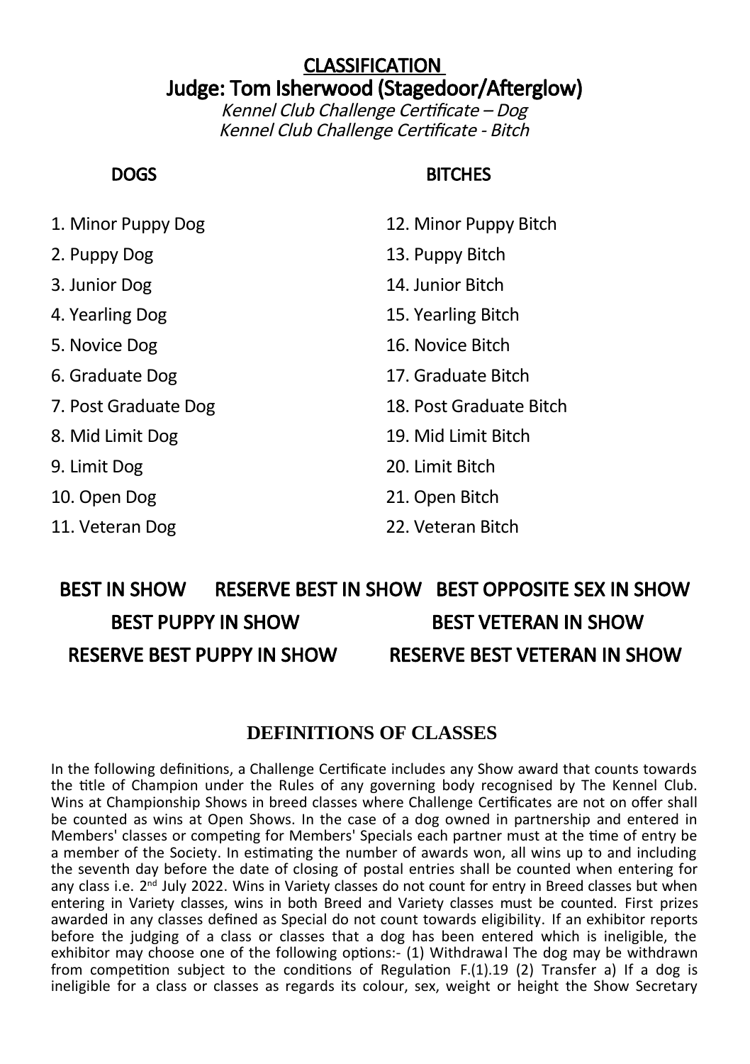# CLASSIFICATION

## Judge: Tom Isherwood (Stagedoor/Afterglow)

*Kennel Club Challenge Certificate – Dog*
*Kennel Club Challenge Certificate - Bitch*

### DOGS

1. Minor Puppy Dog
2. Puppy Dog
3. Junior Dog
4. Yearling Dog
5. Novice Dog
6. Graduate Dog
7. Post Graduate Dog
8. Mid Limit Dog
9. Limit Dog
10. Open Dog
11. Veteran Dog

### BITCHES

12. Minor Puppy Bitch
13. Puppy Bitch
14. Junior Bitch
15. Yearling Bitch
16. Novice Bitch
17. Graduate Bitch
18. Post Graduate Bitch
19. Mid Limit Bitch
20. Limit Bitch
21. Open Bitch
22. Veteran Bitch

**BEST IN SHOW**
**RESERVE BEST IN SHOW**
**BEST OPPOSITE SEX IN SHOW**
**BEST PUPPY IN SHOW**
**BEST VETERAN IN SHOW**
**RESERVE BEST PUPPY IN SHOW**
**RESERVE BEST VETERAN IN SHOW**

## DEFINITIONS OF CLASSES

In the following definitions, a Challenge Certificate includes any Show award that counts towards the title of Champion under the Rules of any governing body recognised by The Kennel Club. Wins at Championship Shows in breed classes where Challenge Certificates are not on offer shall be counted as wins at Open Shows. In the case of a dog owned in partnership and entered in Members' classes or competing for Members' Specials each partner must at the time of entry be a member of the Society. In estimating the number of awards won, all wins up to and including the seventh day before the date of closing of postal entries shall be counted when entering for any class i.e. 2nd July 2022. Wins in Variety classes do not count for entry in Breed classes but when entering in Variety classes, wins in both Breed and Variety classes must be counted. First prizes awarded in any classes defined as Special do not count towards eligibility. If an exhibitor reports before the judging of a class or classes that a dog has been entered which is ineligible, the exhibitor may choose one of the following options:- (1) Withdrawal The dog may be withdrawn from competition subject to the conditions of Regulation F.(1).19 (2) Transfer a) If a dog is ineligible for a class or classes as regards its colour, sex, weight or height the Show Secretary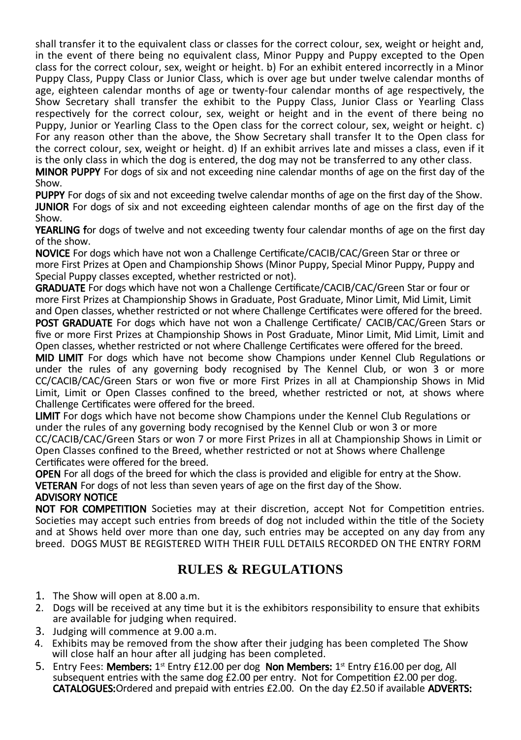shall transfer it to the equivalent class or classes for the correct colour, sex, weight or height and, in the event of there being no equivalent class, Minor Puppy and Puppy excepted to the Open class for the correct colour, sex, weight or height. b) For an exhibit entered incorrectly in a Minor Puppy Class, Puppy Class or Junior Class, which is over age but under twelve calendar months of age, eighteen calendar months of age or twenty-four calendar months of age respectively, the Show Secretary shall transfer the exhibit to the Puppy Class, Junior Class or Yearling Class respectively for the correct colour, sex, weight or height and in the event of there being no Puppy, Junior or Yearling Class to the Open class for the correct colour, sex, weight or height. c) For any reason other than the above, the Show Secretary shall transfer It to the Open class for the correct colour, sex, weight or height. d) If an exhibit arrives late and misses a class, even if it is the only class in which the dog is entered, the dog may not be transferred to any other class.

**MINOR PUPPY** For dogs of six and not exceeding nine calendar months of age on the first day of the Show.

**PUPPY** For dogs of six and not exceeding twelve calendar months of age on the first day of the Show.

**JUNIOR** For dogs of six and not exceeding eighteen calendar months of age on the first day of the Show.

**YEARLING f**or dogs of twelve and not exceeding twenty four calendar months of age on the first day of the show.

**NOVICE** For dogs which have not won a Challenge Certificate/CACIB/CAC/Green Star or three or more First Prizes at Open and Championship Shows (Minor Puppy, Special Minor Puppy, Puppy and Special Puppy classes excepted, whether restricted or not).

**GRADUATE** For dogs which have not won a Challenge Certificate/CACIB/CAC/Green Star or four or more First Prizes at Championship Shows in Graduate, Post Graduate, Minor Limit, Mid Limit, Limit and Open classes, whether restricted or not where Challenge Certificates were offered for the breed.

**POST GRADUATE** For dogs which have not won a Challenge Certificate/ CACIB/CAC/Green Stars or five or more First Prizes at Championship Shows in Post Graduate, Minor Limit, Mid Limit, Limit and Open classes, whether restricted or not where Challenge Certificates were offered for the breed.

**MID LIMIT** For dogs which have not become show Champions under Kennel Club Regulations or under the rules of any governing body recognised by The Kennel Club, or won 3 or more CC/CACIB/CAC/Green Stars or won five or more First Prizes in all at Championship Shows in Mid Limit, Limit or Open Classes confined to the breed, whether restricted or not, at shows where Challenge Certificates were offered for the breed.

**LIMIT** For dogs which have not become show Champions under the Kennel Club Regulations or under the rules of any governing body recognised by the Kennel Club or won 3 or more CC/CACIB/CAC/Green Stars or won 7 or more First Prizes in all at Championship Shows in Limit or Open Classes confined to the Breed, whether restricted or not at Shows where Challenge Certificates were offered for the breed.

**OPEN** For all dogs of the breed for which the class is provided and eligible for entry at the Show.

**VETERAN** For dogs of not less than seven years of age on the first day of the Show.

**ADVISORY NOTICE**

**NOT FOR COMPETITION** Societies may at their discretion, accept Not for Competition entries. Societies may accept such entries from breeds of dog not included within the title of the Society and at Shows held over more than one day, such entries may be accepted on any day from any breed. DOGS MUST BE REGISTERED WITH THEIR FULL DETAILS RECORDED ON THE ENTRY FORM

## RULES & REGULATIONS

1. The Show will open at 8.00 a.m.
2. Dogs will be received at any time but it is the exhibitors responsibility to ensure that exhibits are available for judging when required.
3. Judging will commence at 9.00 a.m.
4. Exhibits may be removed from the show after their judging has been completed The Show will close half an hour after all judging has been completed.
5. Entry Fees: **Members:** 1st Entry £12.00 per dog **Non Members:** 1st Entry £16.00 per dog, All subsequent entries with the same dog £2.00 per entry. Not for Competition £2.00 per dog. **CATALOGUES:**Ordered and prepaid with entries £2.00. On the day £2.50 if available **ADVERTS:**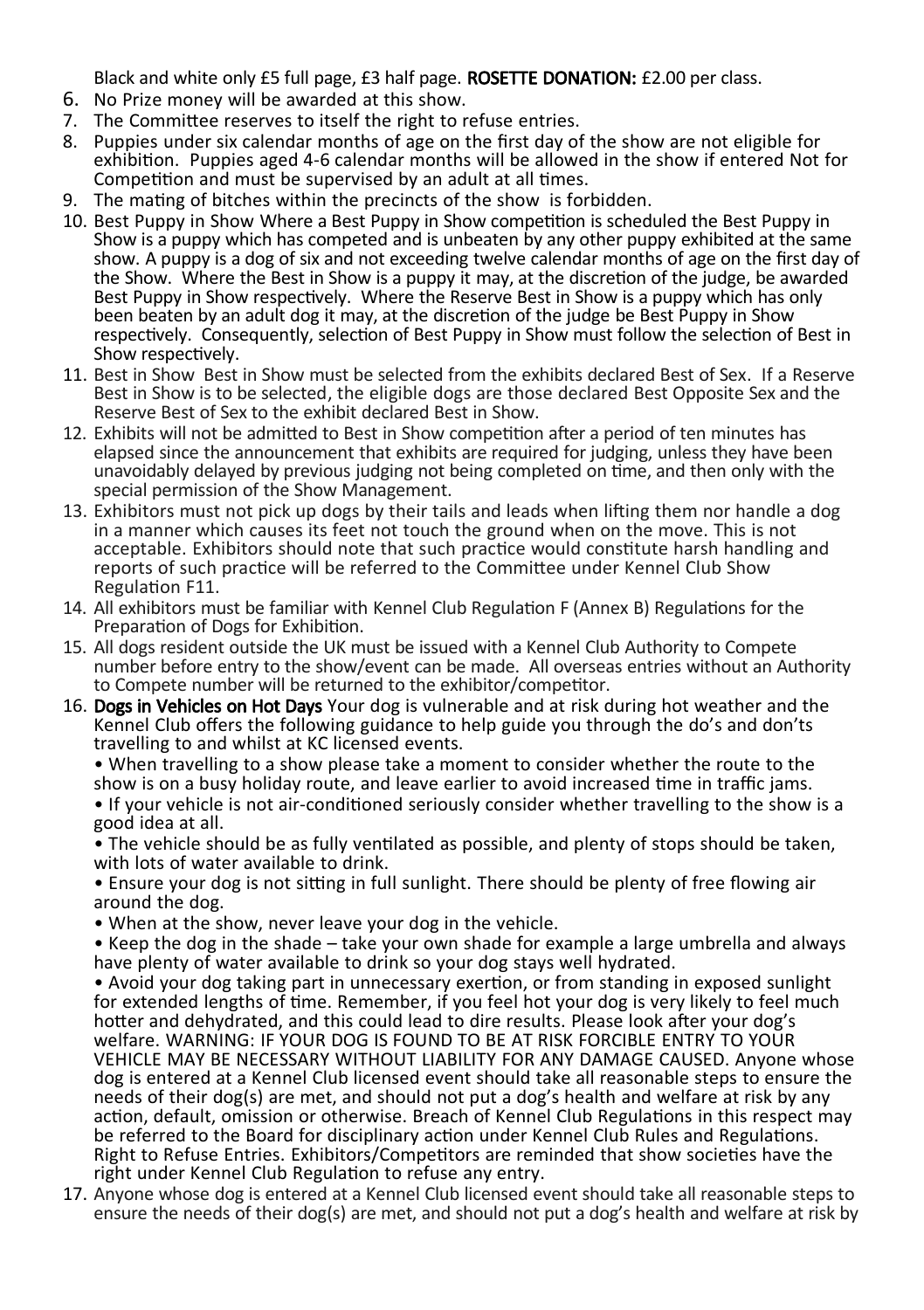Black and white only £5 full page, £3 half page. **ROSETTE DONATION:** £2.00 per class.

6. No Prize money will be awarded at this show.
7. The Committee reserves to itself the right to refuse entries.
8. Puppies under six calendar months of age on the first day of the show are not eligible for exhibition. Puppies aged 4-6 calendar months will be allowed in the show if entered Not for Competition and must be supervised by an adult at all times.
9. The mating of bitches within the precincts of the show is forbidden.
10. Best Puppy in Show Where a Best Puppy in Show competition is scheduled the Best Puppy in Show is a puppy which has competed and is unbeaten by any other puppy exhibited at the same show. A puppy is a dog of six and not exceeding twelve calendar months of age on the first day of the Show. Where the Best in Show is a puppy it may, at the discretion of the judge, be awarded Best Puppy in Show respectively. Where the Reserve Best in Show is a puppy which has only been beaten by an adult dog it may, at the discretion of the judge be Best Puppy in Show respectively. Consequently, selection of Best Puppy in Show must follow the selection of Best in Show respectively.
11. Best in Show Best in Show must be selected from the exhibits declared Best of Sex. If a Reserve Best in Show is to be selected, the eligible dogs are those declared Best Opposite Sex and the Reserve Best of Sex to the exhibit declared Best in Show.
12. Exhibits will not be admitted to Best in Show competition after a period of ten minutes has elapsed since the announcement that exhibits are required for judging, unless they have been unavoidably delayed by previous judging not being completed on time, and then only with the special permission of the Show Management.
13. Exhibitors must not pick up dogs by their tails and leads when lifting them nor handle a dog in a manner which causes its feet not touch the ground when on the move. This is not acceptable. Exhibitors should note that such practice would constitute harsh handling and reports of such practice will be referred to the Committee under Kennel Club Show Regulation F11.
14. All exhibitors must be familiar with Kennel Club Regulation F (Annex B) Regulations for the Preparation of Dogs for Exhibition.
15. All dogs resident outside the UK must be issued with a Kennel Club Authority to Compete number before entry to the show/event can be made. All overseas entries without an Authority to Compete number will be returned to the exhibitor/competitor.
16. **Dogs in Vehicles on Hot Days** Your dog is vulnerable and at risk during hot weather and the Kennel Club offers the following guidance to help guide you through the do's and don'ts travelling to and whilst at KC licensed events.

    • When travelling to a show please take a moment to consider whether the route to the show is on a busy holiday route, and leave earlier to avoid increased time in traffic jams.
    • If your vehicle is not air-conditioned seriously consider whether travelling to the show is a good idea at all.
    • The vehicle should be as fully ventilated as possible, and plenty of stops should be taken, with lots of water available to drink.
    • Ensure your dog is not sitting in full sunlight. There should be plenty of free flowing air around the dog.
    • When at the show, never leave your dog in the vehicle.
    • Keep the dog in the shade – take your own shade for example a large umbrella and always have plenty of water available to drink so your dog stays well hydrated.
    • Avoid your dog taking part in unnecessary exertion, or from standing in exposed sunlight for extended lengths of time. Remember, if you feel hot your dog is very likely to feel much hotter and dehydrated, and this could lead to dire results. Please look after your dog's welfare. WARNING: IF YOUR DOG IS FOUND TO BE AT RISK FORCIBLE ENTRY TO YOUR VEHICLE MAY BE NECESSARY WITHOUT LIABILITY FOR ANY DAMAGE CAUSED. Anyone whose dog is entered at a Kennel Club licensed event should take all reasonable steps to ensure the needs of their dog(s) are met, and should not put a dog's health and welfare at risk by any action, default, omission or otherwise. Breach of Kennel Club Regulations in this respect may be referred to the Board for disciplinary action under Kennel Club Rules and Regulations. Right to Refuse Entries. Exhibitors/Competitors are reminded that show societies have the right under Kennel Club Regulation to refuse any entry.
17. Anyone whose dog is entered at a Kennel Club licensed event should take all reasonable steps to ensure the needs of their dog(s) are met, and should not put a dog's health and welfare at risk by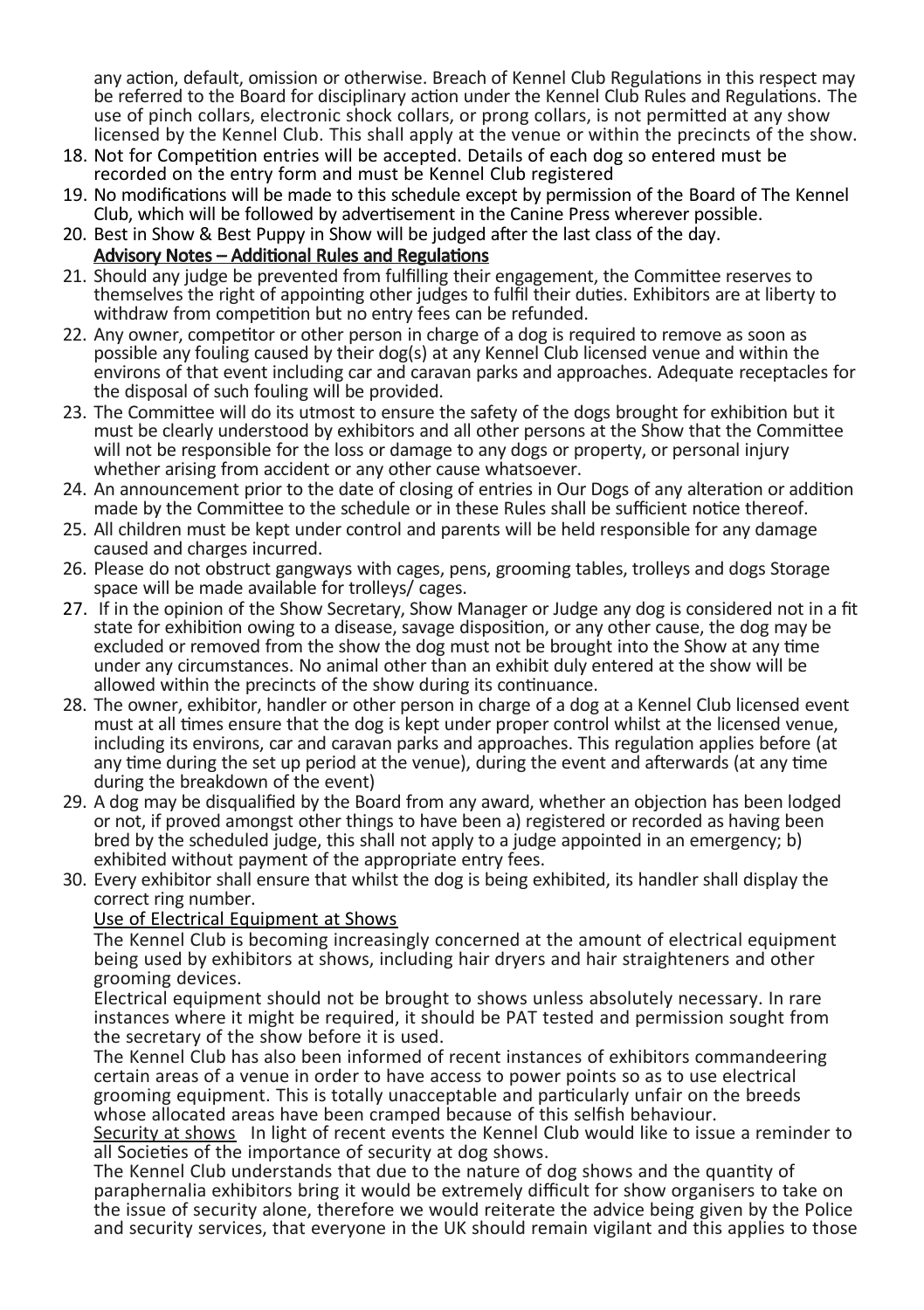any action, default, omission or otherwise. Breach of Kennel Club Regulations in this respect may be referred to the Board for disciplinary action under the Kennel Club Rules and Regulations. The use of pinch collars, electronic shock collars, or prong collars, is not permitted at any show licensed by the Kennel Club. This shall apply at the venue or within the precincts of the show.

18. Not for Competition entries will be accepted. Details of each dog so entered must be recorded on the entry form and must be Kennel Club registered
19. No modifications will be made to this schedule except by permission of the Board of The Kennel Club, which will be followed by advertisement in the Canine Press wherever possible.
20. Best in Show & Best Puppy in Show will be judged after the last class of the day.

**Advisory Notes – Additional Rules and Regulations**

21. Should any judge be prevented from fulfilling their engagement, the Committee reserves to themselves the right of appointing other judges to fulfil their duties. Exhibitors are at liberty to withdraw from competition but no entry fees can be refunded.
22. Any owner, competitor or other person in charge of a dog is required to remove as soon as possible any fouling caused by their dog(s) at any Kennel Club licensed venue and within the environs of that event including car and caravan parks and approaches. Adequate receptacles for the disposal of such fouling will be provided.
23. The Committee will do its utmost to ensure the safety of the dogs brought for exhibition but it must be clearly understood by exhibitors and all other persons at the Show that the Committee will not be responsible for the loss or damage to any dogs or property, or personal injury whether arising from accident or any other cause whatsoever.
24. An announcement prior to the date of closing of entries in Our Dogs of any alteration or addition made by the Committee to the schedule or in these Rules shall be sufficient notice thereof.
25. All children must be kept under control and parents will be held responsible for any damage caused and charges incurred.
26. Please do not obstruct gangways with cages, pens, grooming tables, trolleys and dogs Storage space will be made available for trolleys/ cages.
27. If in the opinion of the Show Secretary, Show Manager or Judge any dog is considered not in a fit state for exhibition owing to a disease, savage disposition, or any other cause, the dog may be excluded or removed from the show the dog must not be brought into the Show at any time under any circumstances. No animal other than an exhibit duly entered at the show will be allowed within the precincts of the show during its continuance.
28. The owner, exhibitor, handler or other person in charge of a dog at a Kennel Club licensed event must at all times ensure that the dog is kept under proper control whilst at the licensed venue, including its environs, car and caravan parks and approaches. This regulation applies before (at any time during the set up period at the venue), during the event and afterwards (at any time during the breakdown of the event)
29. A dog may be disqualified by the Board from any award, whether an objection has been lodged or not, if proved amongst other things to have been a) registered or recorded as having been bred by the scheduled judge, this shall not apply to a judge appointed in an emergency; b) exhibited without payment of the appropriate entry fees.
30. Every exhibitor shall ensure that whilst the dog is being exhibited, its handler shall display the correct ring number.

Use of Electrical Equipment at Shows

The Kennel Club is becoming increasingly concerned at the amount of electrical equipment being used by exhibitors at shows, including hair dryers and hair straighteners and other grooming devices.

Electrical equipment should not be brought to shows unless absolutely necessary. In rare instances where it might be required, it should be PAT tested and permission sought from the secretary of the show before it is used.

The Kennel Club has also been informed of recent instances of exhibitors commandeering certain areas of a venue in order to have access to power points so as to use electrical grooming equipment. This is totally unacceptable and particularly unfair on the breeds whose allocated areas have been cramped because of this selfish behaviour.

Security at shows In light of recent events the Kennel Club would like to issue a reminder to all Societies of the importance of security at dog shows.

The Kennel Club understands that due to the nature of dog shows and the quantity of paraphernalia exhibitors bring it would be extremely difficult for show organisers to take on the issue of security alone, therefore we would reiterate the advice being given by the Police and security services, that everyone in the UK should remain vigilant and this applies to those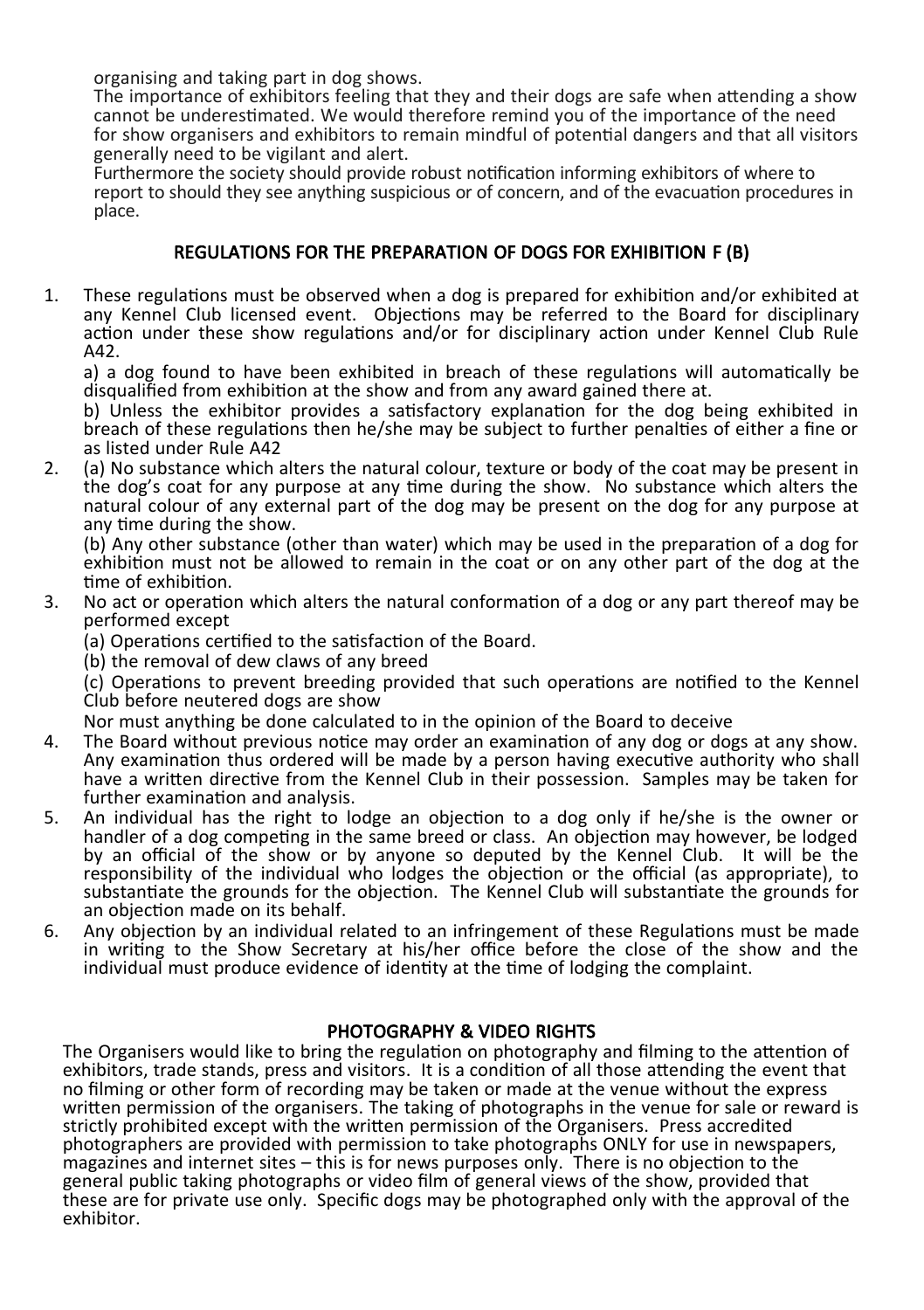organising and taking part in dog shows.

The importance of exhibitors feeling that they and their dogs are safe when attending a show cannot be underestimated. We would therefore remind you of the importance of the need for show organisers and exhibitors to remain mindful of potential dangers and that all visitors generally need to be vigilant and alert.

Furthermore the society should provide robust notification informing exhibitors of where to report to should they see anything suspicious or of concern, and of the evacuation procedures in place.

## REGULATIONS FOR THE PREPARATION OF DOGS FOR EXHIBITION F (B)

1. These regulations must be observed when a dog is prepared for exhibition and/or exhibited at any Kennel Club licensed event. Objections may be referred to the Board for disciplinary action under these show regulations and/or for disciplinary action under Kennel Club Rule A42.

   a) a dog found to have been exhibited in breach of these regulations will automatically be disqualified from exhibition at the show and from any award gained there at.

   b) Unless the exhibitor provides a satisfactory explanation for the dog being exhibited in breach of these regulations then he/she may be subject to further penalties of either a fine or as listed under Rule A42
2. (a) No substance which alters the natural colour, texture or body of the coat may be present in the dog's coat for any purpose at any time during the show. No substance which alters the natural colour of any external part of the dog may be present on the dog for any purpose at any time during the show.

   (b) Any other substance (other than water) which may be used in the preparation of a dog for exhibition must not be allowed to remain in the coat or on any other part of the dog at the time of exhibition.
3. No act or operation which alters the natural conformation of a dog or any part thereof may be performed except

   (a) Operations certified to the satisfaction of the Board.

   (b) the removal of dew claws of any breed

   (c) Operations to prevent breeding provided that such operations are notified to the Kennel Club before neutered dogs are show

   Nor must anything be done calculated to in the opinion of the Board to deceive
4. The Board without previous notice may order an examination of any dog or dogs at any show. Any examination thus ordered will be made by a person having executive authority who shall have a written directive from the Kennel Club in their possession. Samples may be taken for further examination and analysis.
5. An individual has the right to lodge an objection to a dog only if he/she is the owner or handler of a dog competing in the same breed or class. An objection may however, be lodged by an official of the show or by anyone so deputed by the Kennel Club. It will be the responsibility of the individual who lodges the objection or the official (as appropriate), to substantiate the grounds for the objection. The Kennel Club will substantiate the grounds for an objection made on its behalf.
6. Any objection by an individual related to an infringement of these Regulations must be made in writing to the Show Secretary at his/her office before the close of the show and the individual must produce evidence of identity at the time of lodging the complaint.

## PHOTOGRAPHY & VIDEO RIGHTS

The Organisers would like to bring the regulation on photography and filming to the attention of exhibitors, trade stands, press and visitors. It is a condition of all those attending the event that no filming or other form of recording may be taken or made at the venue without the express written permission of the organisers. The taking of photographs in the venue for sale or reward is strictly prohibited except with the written permission of the Organisers. Press accredited photographers are provided with permission to take photographs ONLY for use in newspapers, magazines and internet sites – this is for news purposes only. There is no objection to the general public taking photographs or video film of general views of the show, provided that these are for private use only. Specific dogs may be photographed only with the approval of the exhibitor.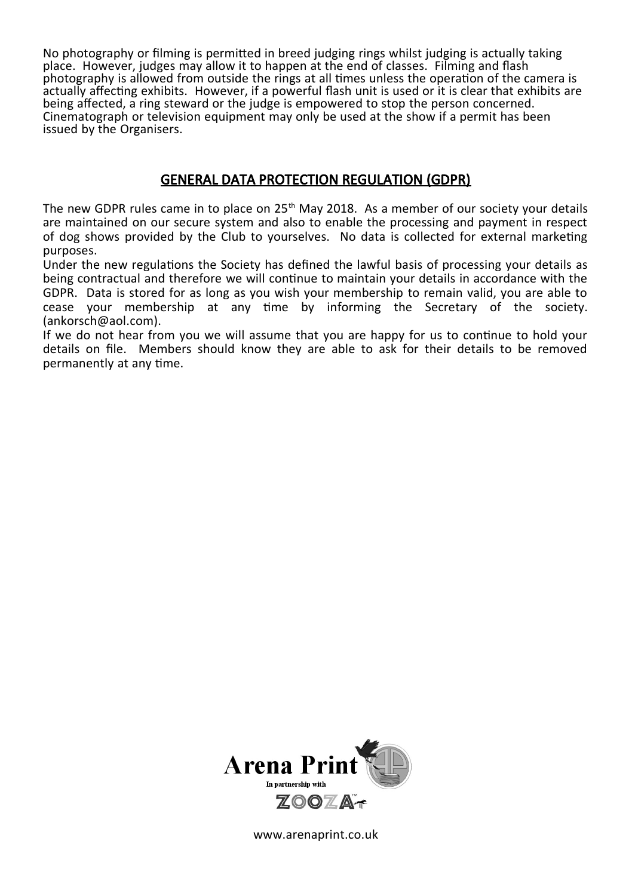No photography or filming is permitted in breed judging rings whilst judging is actually taking place. However, judges may allow it to happen at the end of classes. Filming and flash photography is allowed from outside the rings at all times unless the operation of the camera is actually affecting exhibits. However, if a powerful flash unit is used or it is clear that exhibits are being affected, a ring steward or the judge is empowered to stop the person concerned. Cinematograph or television equipment may only be used at the show if a permit has been issued by the Organisers.

## GENERAL DATA PROTECTION REGULATION (GDPR)

The new GDPR rules came in to place on 25th May 2018. As a member of our society your details are maintained on our secure system and also to enable the processing and payment in respect of dog shows provided by the Club to yourselves. No data is collected for external marketing purposes.

Under the new regulations the Society has defined the lawful basis of processing your details as being contractual and therefore we will continue to maintain your details in accordance with the GDPR. Data is stored for as long as you wish your membership to remain valid, you are able to cease your membership at any time by informing the Secretary of the society. (ankorsch@aol.com).

If we do not hear from you we will assume that you are happy for us to continue to hold your details on file. Members should know they are able to ask for their details to be removed permanently at any time.

Arena Print

In partnership with

ZOOZA™

www.arenaprint.co.uk